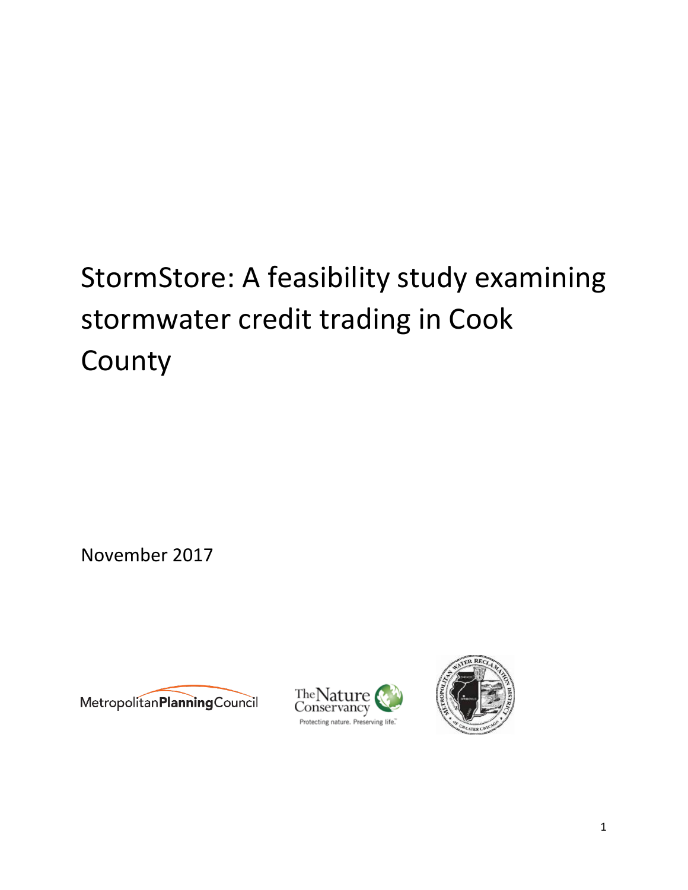# StormStore: A feasibility study examining stormwater credit trading in Cook County

November 2017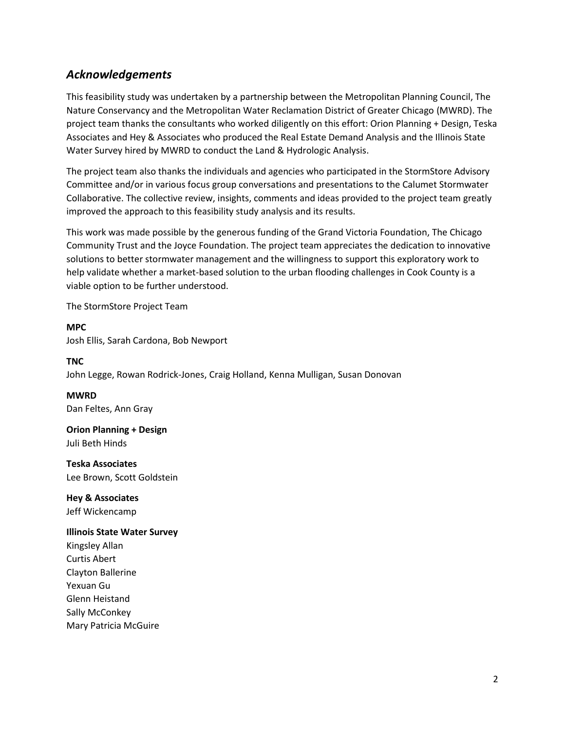## *Acknowledgements*

This feasibility study was undertaken by a partnership between the Metropolitan Planning Council, The Nature Conservancy and the Metropolitan Water Reclamation District of Greater Chicago (MWRD). The project team thanks the consultants who worked diligently on this effort: Orion Planning + Design, Teska Associates and Hey & Associates who produced the Real Estate Demand Analysis and the Illinois State Water Survey hired by MWRD to conduct the Land & Hydrologic Analysis.

The project team also thanks the individuals and agencies who participated in the StormStore Advisory Committee and/or in various focus group conversations and presentations to the Calumet Stormwater Collaborative. The collective review, insights, comments and ideas provided to the project team greatly improved the approach to this feasibility study analysis and its results.

This work was made possible by the generous funding of the Grand Victoria Foundation, The Chicago Community Trust and the Joyce Foundation. The project team appreciates the dedication to innovative solutions to better stormwater management and the willingness to support this exploratory work to help validate whether a market-based solution to the urban flooding challenges in Cook County is a viable option to be further understood.

The StormStore Project Team

**MPC**
Josh Ellis, Sarah Cardona, Bob Newport

**TNC**
John Legge, Rowan Rodrick-Jones, Craig Holland, Kenna Mulligan, Susan Donovan

**MWRD**
Dan Feltes, Ann Gray

**Orion Planning + Design**
Juli Beth Hinds

**Teska Associates**
Lee Brown, Scott Goldstein

**Hey & Associates**
Jeff Wickencamp

**Illinois State Water Survey**
Kingsley Allan
Curtis Abert
Clayton Ballerine
Yexuan Gu
Glenn Heistand
Sally McConkey
Mary Patricia McGuire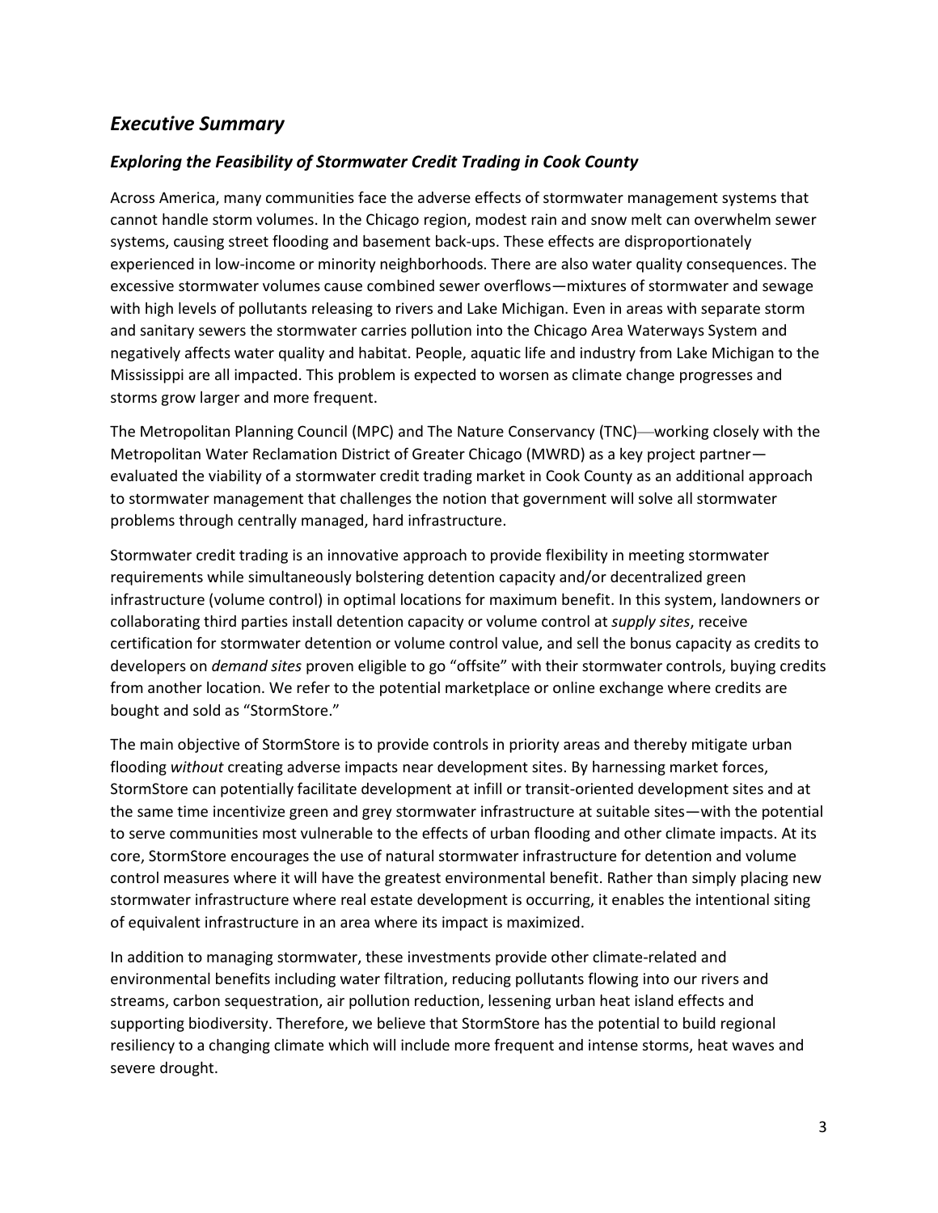## *Executive Summary*

### *Exploring the Feasibility of Stormwater Credit Trading in Cook County*

Across America, many communities face the adverse effects of stormwater management systems that cannot handle storm volumes. In the Chicago region, modest rain and snow melt can overwhelm sewer systems, causing street flooding and basement back-ups. These effects are disproportionately experienced in low-income or minority neighborhoods. There are also water quality consequences. The excessive stormwater volumes cause combined sewer overflows—mixtures of stormwater and sewage with high levels of pollutants releasing to rivers and Lake Michigan. Even in areas with separate storm and sanitary sewers the stormwater carries pollution into the Chicago Area Waterways System and negatively affects water quality and habitat. People, aquatic life and industry from Lake Michigan to the Mississippi are all impacted. This problem is expected to worsen as climate change progresses and storms grow larger and more frequent.

The Metropolitan Planning Council (MPC) and The Nature Conservancy (TNC)—working closely with the Metropolitan Water Reclamation District of Greater Chicago (MWRD) as a key project partner—evaluated the viability of a stormwater credit trading market in Cook County as an additional approach to stormwater management that challenges the notion that government will solve all stormwater problems through centrally managed, hard infrastructure.

Stormwater credit trading is an innovative approach to provide flexibility in meeting stormwater requirements while simultaneously bolstering detention capacity and/or decentralized green infrastructure (volume control) in optimal locations for maximum benefit. In this system, landowners or collaborating third parties install detention capacity or volume control at *supply sites*, receive certification for stormwater detention or volume control value, and sell the bonus capacity as credits to developers on *demand sites* proven eligible to go "offsite" with their stormwater controls, buying credits from another location. We refer to the potential marketplace or online exchange where credits are bought and sold as "StormStore."

The main objective of StormStore is to provide controls in priority areas and thereby mitigate urban flooding *without* creating adverse impacts near development sites. By harnessing market forces, StormStore can potentially facilitate development at infill or transit-oriented development sites and at the same time incentivize green and grey stormwater infrastructure at suitable sites—with the potential to serve communities most vulnerable to the effects of urban flooding and other climate impacts. At its core, StormStore encourages the use of natural stormwater infrastructure for detention and volume control measures where it will have the greatest environmental benefit. Rather than simply placing new stormwater infrastructure where real estate development is occurring, it enables the intentional siting of equivalent infrastructure in an area where its impact is maximized.

In addition to managing stormwater, these investments provide other climate-related and environmental benefits including water filtration, reducing pollutants flowing into our rivers and streams, carbon sequestration, air pollution reduction, lessening urban heat island effects and supporting biodiversity. Therefore, we believe that StormStore has the potential to build regional resiliency to a changing climate which will include more frequent and intense storms, heat waves and severe drought.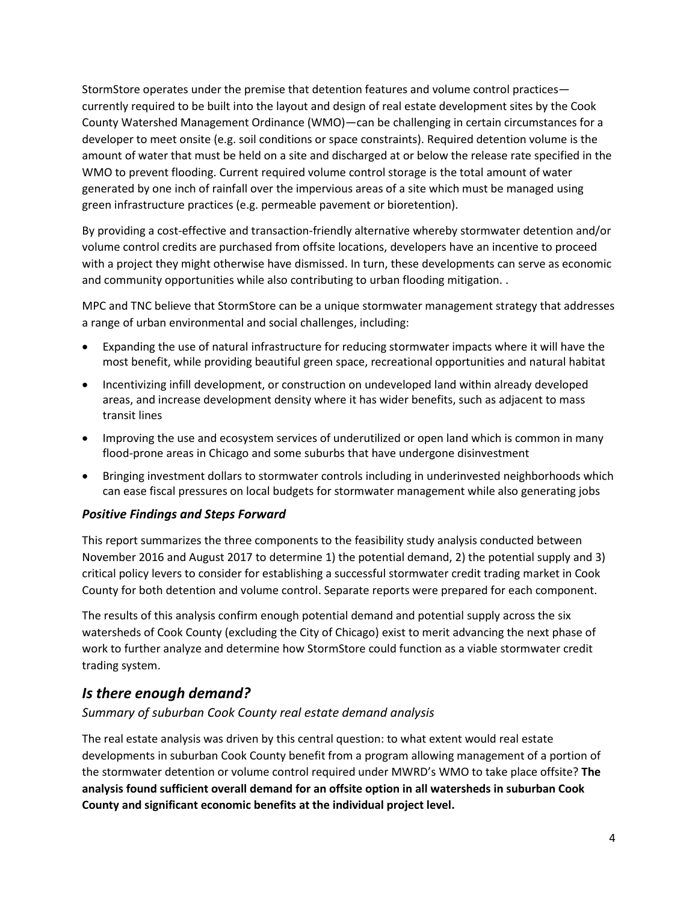StormStore operates under the premise that detention features and volume control practices—currently required to be built into the layout and design of real estate development sites by the Cook County Watershed Management Ordinance (WMO)—can be challenging in certain circumstances for a developer to meet onsite (e.g. soil conditions or space constraints). Required detention volume is the amount of water that must be held on a site and discharged at or below the release rate specified in the WMO to prevent flooding. Current required volume control storage is the total amount of water generated by one inch of rainfall over the impervious areas of a site which must be managed using green infrastructure practices (e.g. permeable pavement or bioretention).

By providing a cost-effective and transaction-friendly alternative whereby stormwater detention and/or volume control credits are purchased from offsite locations, developers have an incentive to proceed with a project they might otherwise have dismissed. In turn, these developments can serve as economic and community opportunities while also contributing to urban flooding mitigation. .

MPC and TNC believe that StormStore can be a unique stormwater management strategy that addresses a range of urban environmental and social challenges, including:

- Expanding the use of natural infrastructure for reducing stormwater impacts where it will have the most benefit, while providing beautiful green space, recreational opportunities and natural habitat
- Incentivizing infill development, or construction on undeveloped land within already developed areas, and increase development density where it has wider benefits, such as adjacent to mass transit lines
- Improving the use and ecosystem services of underutilized or open land which is common in many flood-prone areas in Chicago and some suburbs that have undergone disinvestment
- Bringing investment dollars to stormwater controls including in underinvested neighborhoods which can ease fiscal pressures on local budgets for stormwater management while also generating jobs

### *Positive Findings and Steps Forward*

This report summarizes the three components to the feasibility study analysis conducted between November 2016 and August 2017 to determine 1) the potential demand, 2) the potential supply and 3) critical policy levers to consider for establishing a successful stormwater credit trading market in Cook County for both detention and volume control. Separate reports were prepared for each component.

The results of this analysis confirm enough potential demand and potential supply across the six watersheds of Cook County (excluding the City of Chicago) exist to merit advancing the next phase of work to further analyze and determine how StormStore could function as a viable stormwater credit trading system.

## *Is there enough demand?*

*Summary of suburban Cook County real estate demand analysis*

The real estate analysis was driven by this central question: to what extent would real estate developments in suburban Cook County benefit from a program allowing management of a portion of the stormwater detention or volume control required under MWRD's WMO to take place offsite? **The analysis found sufficient overall demand for an offsite option in all watersheds in suburban Cook County and significant economic benefits at the individual project level.**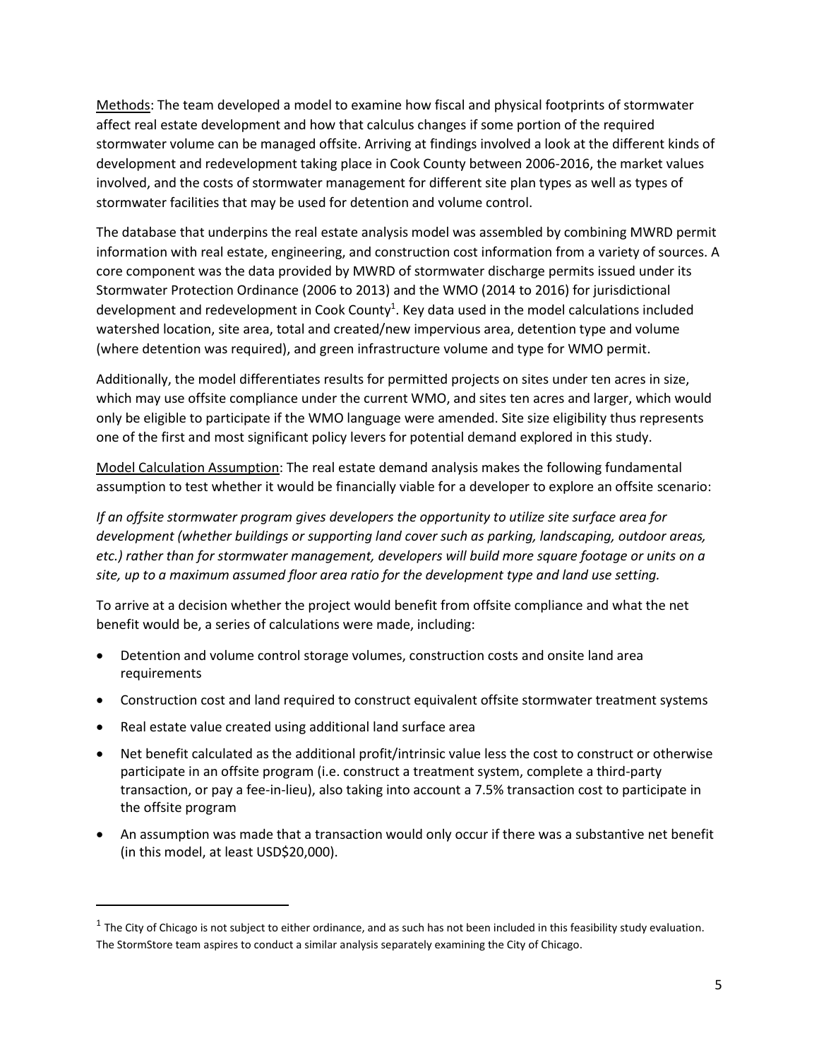Methods: The team developed a model to examine how fiscal and physical footprints of stormwater affect real estate development and how that calculus changes if some portion of the required stormwater volume can be managed offsite. Arriving at findings involved a look at the different kinds of development and redevelopment taking place in Cook County between 2006-2016, the market values involved, and the costs of stormwater management for different site plan types as well as types of stormwater facilities that may be used for detention and volume control.

The database that underpins the real estate analysis model was assembled by combining MWRD permit information with real estate, engineering, and construction cost information from a variety of sources. A core component was the data provided by MWRD of stormwater discharge permits issued under its Stormwater Protection Ordinance (2006 to 2013) and the WMO (2014 to 2016) for jurisdictional development and redevelopment in Cook County[1]. Key data used in the model calculations included watershed location, site area, total and created/new impervious area, detention type and volume (where detention was required), and green infrastructure volume and type for WMO permit.

Additionally, the model differentiates results for permitted projects on sites under ten acres in size, which may use offsite compliance under the current WMO, and sites ten acres and larger, which would only be eligible to participate if the WMO language were amended. Site size eligibility thus represents one of the first and most significant policy levers for potential demand explored in this study.

Model Calculation Assumption: The real estate demand analysis makes the following fundamental assumption to test whether it would be financially viable for a developer to explore an offsite scenario:

*If an offsite stormwater program gives developers the opportunity to utilize site surface area for development (whether buildings or supporting land cover such as parking, landscaping, outdoor areas, etc.) rather than for stormwater management, developers will build more square footage or units on a site, up to a maximum assumed floor area ratio for the development type and land use setting.*

To arrive at a decision whether the project would benefit from offsite compliance and what the net benefit would be, a series of calculations were made, including:

- Detention and volume control storage volumes, construction costs and onsite land area requirements
- Construction cost and land required to construct equivalent offsite stormwater treatment systems
- Real estate value created using additional land surface area
- Net benefit calculated as the additional profit/intrinsic value less the cost to construct or otherwise participate in an offsite program (i.e. construct a treatment system, complete a third-party transaction, or pay a fee-in-lieu), also taking into account a 7.5% transaction cost to participate in the offsite program
- An assumption was made that a transaction would only occur if there was a substantive net benefit (in this model, at least USD$20,000).

[1] The City of Chicago is not subject to either ordinance, and as such has not been included in this feasibility study evaluation. The StormStore team aspires to conduct a similar analysis separately examining the City of Chicago.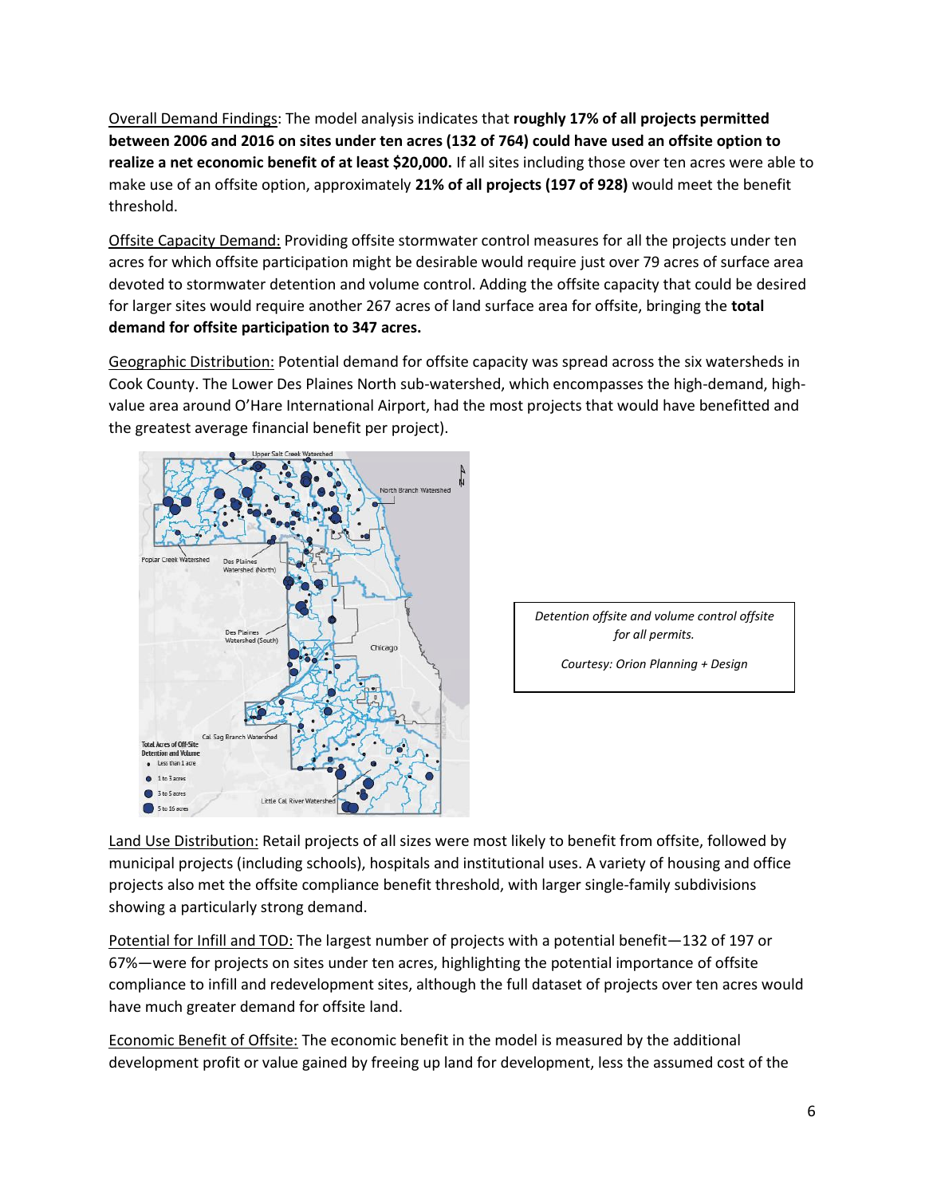Overall Demand Findings: The model analysis indicates that **roughly 17% of all projects permitted between 2006 and 2016 on sites under ten acres (132 of 764) could have used an offsite option to realize a net economic benefit of at least $20,000.** If all sites including those over ten acres were able to make use of an offsite option, approximately **21% of all projects (197 of 928)** would meet the benefit threshold.

Offsite Capacity Demand: Providing offsite stormwater control measures for all the projects under ten acres for which offsite participation might be desirable would require just over 79 acres of surface area devoted to stormwater detention and volume control. Adding the offsite capacity that could be desired for larger sites would require another 267 acres of land surface area for offsite, bringing the **total demand for offsite participation to 347 acres.**

Geographic Distribution: Potential demand for offsite capacity was spread across the six watersheds in Cook County. The Lower Des Plaines North sub-watershed, which encompasses the high-demand, high-value area around O'Hare International Airport, had the most projects that would have benefitted and the greatest average financial benefit per project).

*Detention offsite and volume control offsite for all permits.*

*Courtesy: Orion Planning + Design*

Land Use Distribution: Retail projects of all sizes were most likely to benefit from offsite, followed by municipal projects (including schools), hospitals and institutional uses. A variety of housing and office projects also met the offsite compliance benefit threshold, with larger single-family subdivisions showing a particularly strong demand.

Potential for Infill and TOD: The largest number of projects with a potential benefit—132 of 197 or 67%—were for projects on sites under ten acres, highlighting the potential importance of offsite compliance to infill and redevelopment sites, although the full dataset of projects over ten acres would have much greater demand for offsite land.

Economic Benefit of Offsite: The economic benefit in the model is measured by the additional development profit or value gained by freeing up land for development, less the assumed cost of the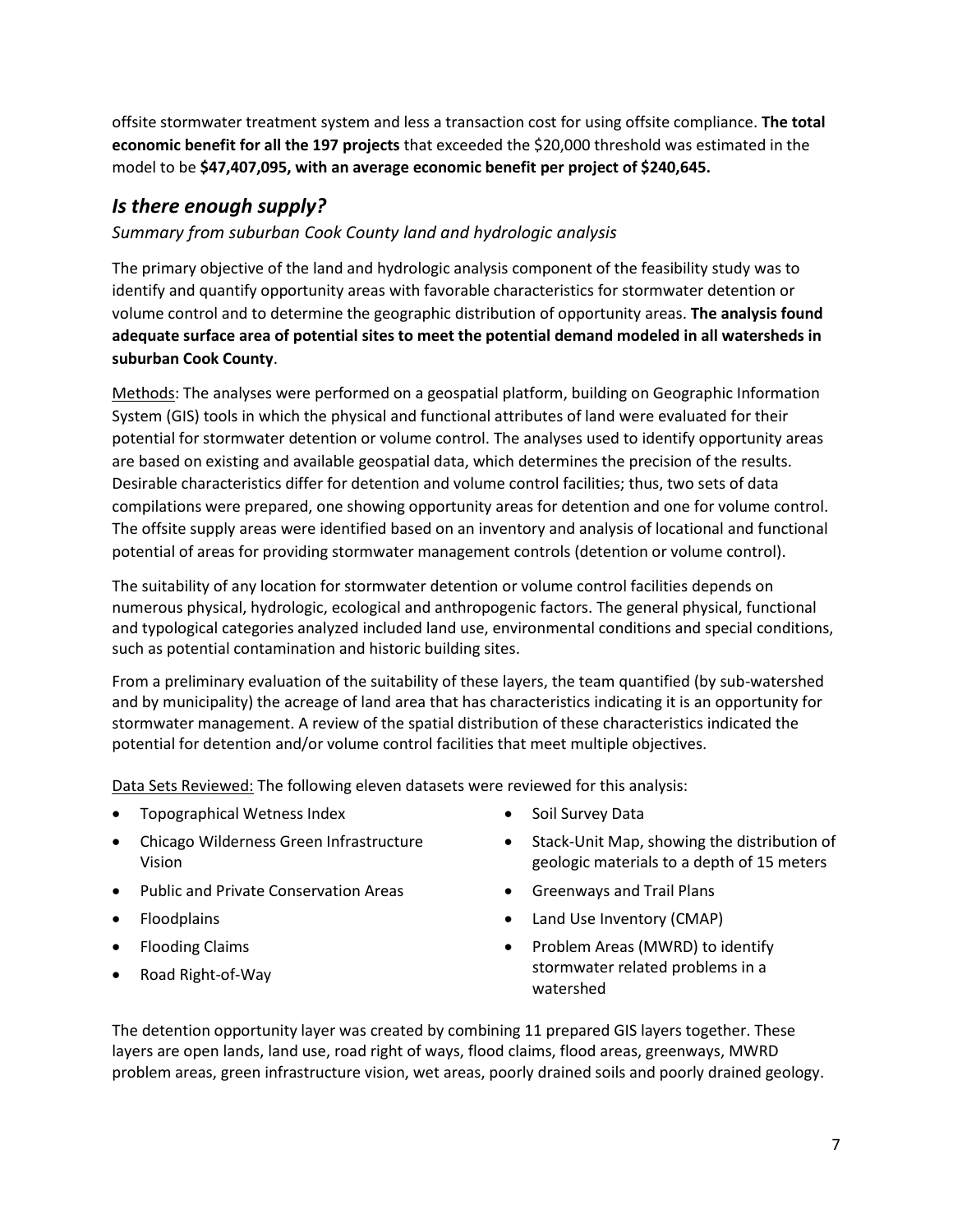offsite stormwater treatment system and less a transaction cost for using offsite compliance. **The total economic benefit for all the 197 projects** that exceeded the $20,000 threshold was estimated in the model to be **$47,407,095, with an average economic benefit per project of $240,645.**

## *Is there enough supply?*

*Summary from suburban Cook County land and hydrologic analysis*

The primary objective of the land and hydrologic analysis component of the feasibility study was to identify and quantify opportunity areas with favorable characteristics for stormwater detention or volume control and to determine the geographic distribution of opportunity areas. **The analysis found adequate surface area of potential sites to meet the potential demand modeled in all watersheds in suburban Cook County**.

Methods: The analyses were performed on a geospatial platform, building on Geographic Information System (GIS) tools in which the physical and functional attributes of land were evaluated for their potential for stormwater detention or volume control. The analyses used to identify opportunity areas are based on existing and available geospatial data, which determines the precision of the results. Desirable characteristics differ for detention and volume control facilities; thus, two sets of data compilations were prepared, one showing opportunity areas for detention and one for volume control. The offsite supply areas were identified based on an inventory and analysis of locational and functional potential of areas for providing stormwater management controls (detention or volume control).

The suitability of any location for stormwater detention or volume control facilities depends on numerous physical, hydrologic, ecological and anthropogenic factors. The general physical, functional and typological categories analyzed included land use, environmental conditions and special conditions, such as potential contamination and historic building sites.

From a preliminary evaluation of the suitability of these layers, the team quantified (by sub-watershed and by municipality) the acreage of land area that has characteristics indicating it is an opportunity for stormwater management. A review of the spatial distribution of these characteristics indicated the potential for detention and/or volume control facilities that meet multiple objectives.

Data Sets Reviewed: The following eleven datasets were reviewed for this analysis:

- Topographical Wetness Index
- Chicago Wilderness Green Infrastructure Vision
- Public and Private Conservation Areas
- Floodplains
- Flooding Claims
- Road Right-of-Way
- Soil Survey Data
- Stack-Unit Map, showing the distribution of geologic materials to a depth of 15 meters
- Greenways and Trail Plans
- Land Use Inventory (CMAP)
- Problem Areas (MWRD) to identify stormwater related problems in a watershed

The detention opportunity layer was created by combining 11 prepared GIS layers together. These layers are open lands, land use, road right of ways, flood claims, flood areas, greenways, MWRD problem areas, green infrastructure vision, wet areas, poorly drained soils and poorly drained geology.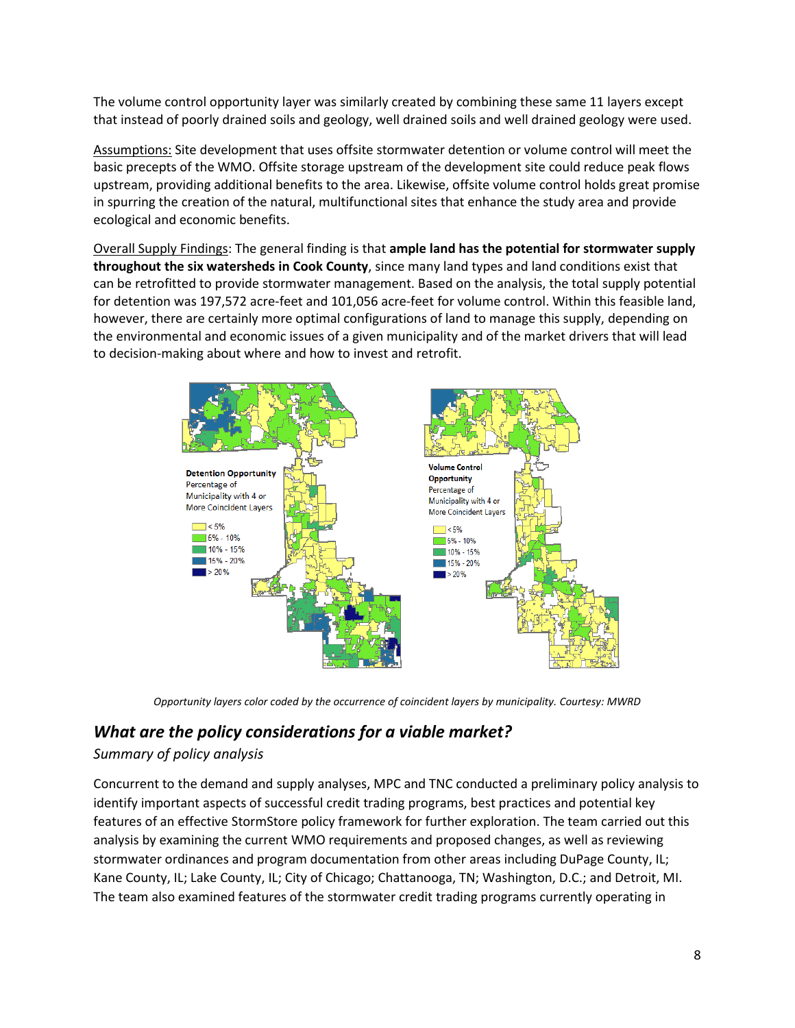The volume control opportunity layer was similarly created by combining these same 11 layers except that instead of poorly drained soils and geology, well drained soils and well drained geology were used.

Assumptions: Site development that uses offsite stormwater detention or volume control will meet the basic precepts of the WMO. Offsite storage upstream of the development site could reduce peak flows upstream, providing additional benefits to the area. Likewise, offsite volume control holds great promise in spurring the creation of the natural, multifunctional sites that enhance the study area and provide ecological and economic benefits.

Overall Supply Findings: The general finding is that **ample land has the potential for stormwater supply throughout the six watersheds in Cook County**, since many land types and land conditions exist that can be retrofitted to provide stormwater management. Based on the analysis, the total supply potential for detention was 197,572 acre-feet and 101,056 acre-feet for volume control. Within this feasible land, however, there are certainly more optimal configurations of land to manage this supply, depending on the environmental and economic issues of a given municipality and of the market drivers that will lead to decision-making about where and how to invest and retrofit.

*Opportunity layers color coded by the occurrence of coincident layers by municipality. Courtesy: MWRD*

## *What are the policy considerations for a viable market?*

*Summary of policy analysis*

Concurrent to the demand and supply analyses, MPC and TNC conducted a preliminary policy analysis to identify important aspects of successful credit trading programs, best practices and potential key features of an effective StormStore policy framework for further exploration. The team carried out this analysis by examining the current WMO requirements and proposed changes, as well as reviewing stormwater ordinances and program documentation from other areas including DuPage County, IL; Kane County, IL; Lake County, IL; City of Chicago; Chattanooga, TN; Washington, D.C.; and Detroit, MI. The team also examined features of the stormwater credit trading programs currently operating in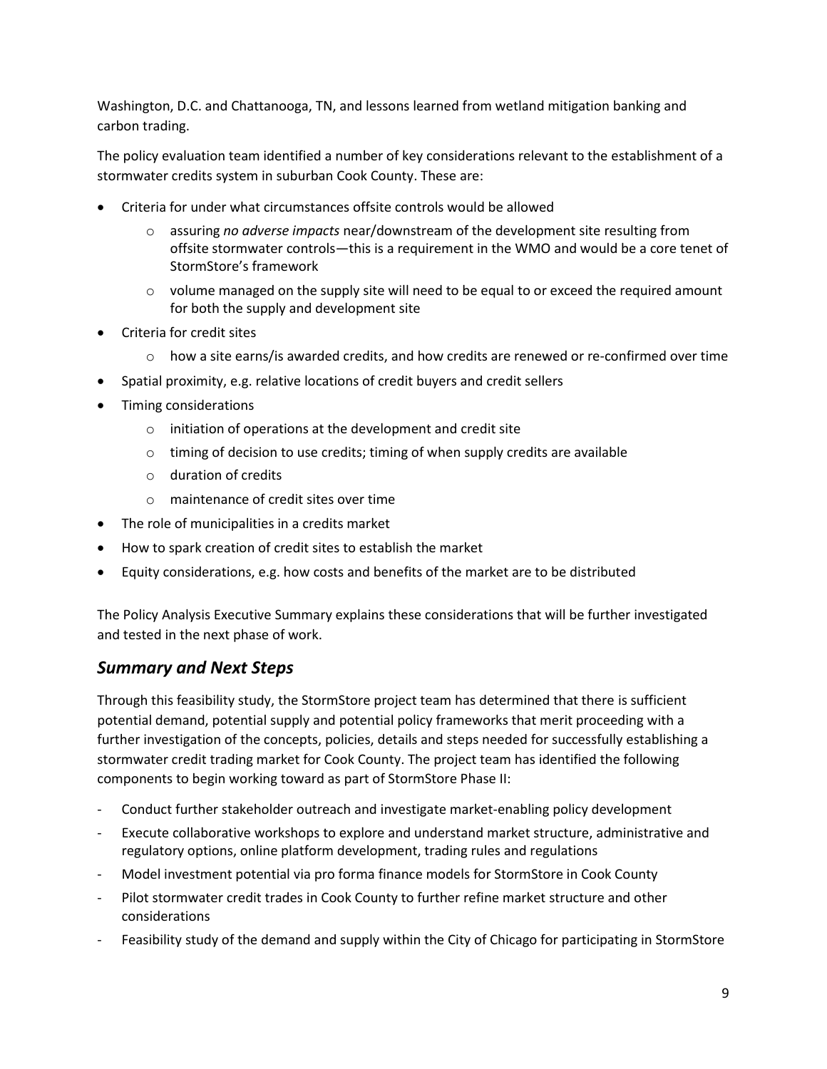Washington, D.C. and Chattanooga, TN, and lessons learned from wetland mitigation banking and carbon trading.

The policy evaluation team identified a number of key considerations relevant to the establishment of a stormwater credits system in suburban Cook County. These are:

- Criteria for under what circumstances offsite controls would be allowed
    - assuring *no adverse impacts* near/downstream of the development site resulting from offsite stormwater controls—this is a requirement in the WMO and would be a core tenet of StormStore's framework
    - volume managed on the supply site will need to be equal to or exceed the required amount for both the supply and development site
- Criteria for credit sites
    - how a site earns/is awarded credits, and how credits are renewed or re-confirmed over time
- Spatial proximity, e.g. relative locations of credit buyers and credit sellers
- Timing considerations
    - initiation of operations at the development and credit site
    - timing of decision to use credits; timing of when supply credits are available
    - duration of credits
    - maintenance of credit sites over time
- The role of municipalities in a credits market
- How to spark creation of credit sites to establish the market
- Equity considerations, e.g. how costs and benefits of the market are to be distributed

The Policy Analysis Executive Summary explains these considerations that will be further investigated and tested in the next phase of work.

## *Summary and Next Steps*

Through this feasibility study, the StormStore project team has determined that there is sufficient potential demand, potential supply and potential policy frameworks that merit proceeding with a further investigation of the concepts, policies, details and steps needed for successfully establishing a stormwater credit trading market for Cook County. The project team has identified the following components to begin working toward as part of StormStore Phase II:

- Conduct further stakeholder outreach and investigate market-enabling policy development
- Execute collaborative workshops to explore and understand market structure, administrative and regulatory options, online platform development, trading rules and regulations
- Model investment potential via pro forma finance models for StormStore in Cook County
- Pilot stormwater credit trades in Cook County to further refine market structure and other considerations
- Feasibility study of the demand and supply within the City of Chicago for participating in StormStore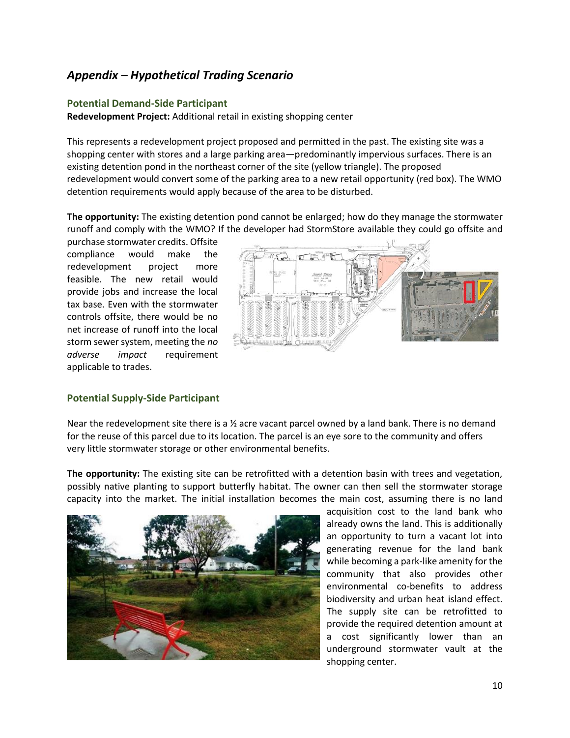## *Appendix – Hypothetical Trading Scenario*

### Potential Demand-Side Participant

**Redevelopment Project:** Additional retail in existing shopping center

This represents a redevelopment project proposed and permitted in the past. The existing site was a shopping center with stores and a large parking area—predominantly impervious surfaces. There is an existing detention pond in the northeast corner of the site (yellow triangle). The proposed redevelopment would convert some of the parking area to a new retail opportunity (red box). The WMO detention requirements would apply because of the area to be disturbed.

**The opportunity:** The existing detention pond cannot be enlarged; how do they manage the stormwater runoff and comply with the WMO? If the developer had StormStore available they could go offsite and purchase stormwater credits. Offsite compliance would make the redevelopment project more feasible. The new retail would provide jobs and increase the local tax base. Even with the stormwater controls offsite, there would be no net increase of runoff into the local storm sewer system, meeting the *no adverse impact* requirement applicable to trades.

### Potential Supply-Side Participant

Near the redevelopment site there is a ½ acre vacant parcel owned by a land bank. There is no demand for the reuse of this parcel due to its location. The parcel is an eye sore to the community and offers very little stormwater storage or other environmental benefits.

**The opportunity:** The existing site can be retrofitted with a detention basin with trees and vegetation, possibly native planting to support butterfly habitat. The owner can then sell the stormwater storage capacity into the market. The initial installation becomes the main cost, assuming there is no land acquisition cost to the land bank who already owns the land. This is additionally an opportunity to turn a vacant lot into generating revenue for the land bank while becoming a park-like amenity for the community that also provides other environmental co-benefits to address biodiversity and urban heat island effect. The supply site can be retrofitted to provide the required detention amount at a cost significantly lower than an underground stormwater vault at the shopping center.